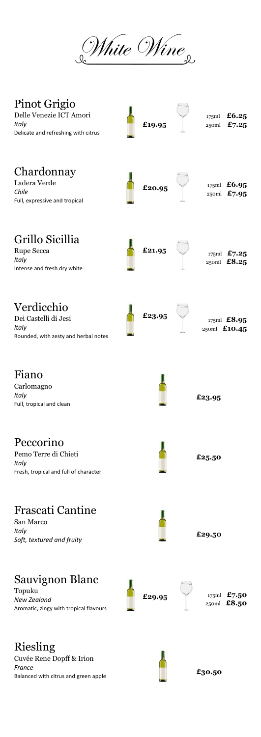# White Wine

## Pinot Grigio
Delle Venezie ICT Amori
*Italy*
Delicate and refreshing with citrus

**£19.95**

175ml **£6.25**
250ml **£7.25**

## Chardonnay
Ladera Verde
*Chile*
Full, expressive and tropical

**£20.95**

175ml **£6.95**
250ml **£7.95**

## Grillo Sicillia
Rupe Secca
*Italy*
Intense and fresh dry white

**£21.95**

175ml **£7.25**
250ml **£8.25**

## Verdicchio
Dei Castelli di Jesi
*Italy*
Rounded, with zesty and herbal notes

**£23.95**

175ml **£8.95**
250ml **£10.45**

## Fiano
Carlomagno
*Italy*
Full, tropical and clean

**£23.95**

## Peccorino
Pemo Terre di Chieti
*Italy*
Fresh, tropical and full of character

**£25.50**

## Frascati Cantine
San Marco
*Italy*
*Soft, textured and fruity*

**£29.50**

## Sauvignon Blanc
Topuku
*New Zealand*
Aromatic, zingy with tropical flavours

**£29.95**

175ml **£7.50**
250ml **£8.50**

## Riesling
Cuvée Rene Dopff & Irion
*France*
Balanced with citrus and green apple

**£30.50**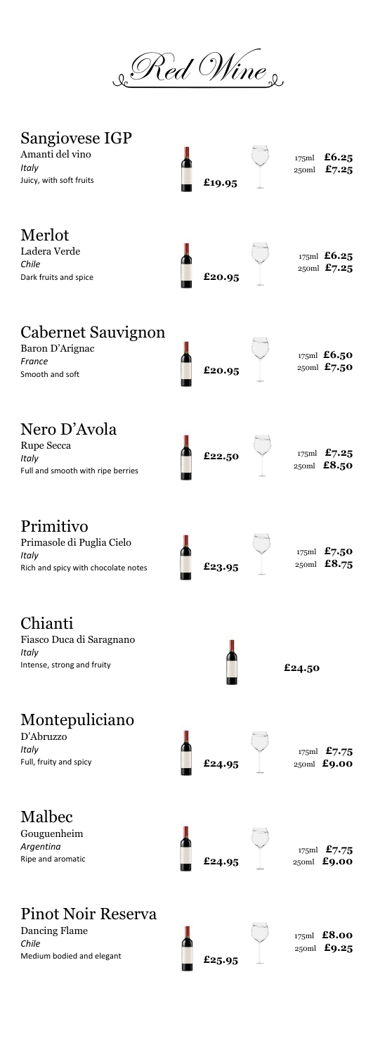# Red Wine

## Sangiovese IGP

Amanti del vino
*Italy*
Juicy, with soft fruits

£19.95

175ml **£6.25**
250ml **£7.25**

## Merlot

Ladera Verde
*Chile*
Dark fruits and spice

£20.95

175ml **£6.25**
250ml **£7.25**

## Cabernet Sauvignon

Baron D'Arignac
*France*
Smooth and soft

£20.95

175ml **£6.50**
250ml **£7.50**

## Nero D'Avola

Rupe Secca
*Italy*
Full and smooth with ripe berries

£22.50

175ml **£7.25**
250ml **£8.50**

## Primitivo

Primasole di Puglia Cielo
*Italy*
Rich and spicy with chocolate notes

£23.95

175ml **£7.50**
250ml **£8.75**

## Chianti

Fiasco Duca di Saragnano
*Italy*
Intense, strong and fruity

£24.50

## Montepulciano

D'Abruzzo
*Italy*
Full, fruity and spicy

£24.95

175ml **£7.75**
250ml **£9.00**

## Malbec

Gouguenheim
*Argentina*
Ripe and aromatic

£24.95

175ml **£7.75**
250ml **£9.00**

## Pinot Noir Reserva

Dancing Flame
*Chile*
Medium bodied and elegant

£25.95

175ml **£8.00**
250ml **£9.25**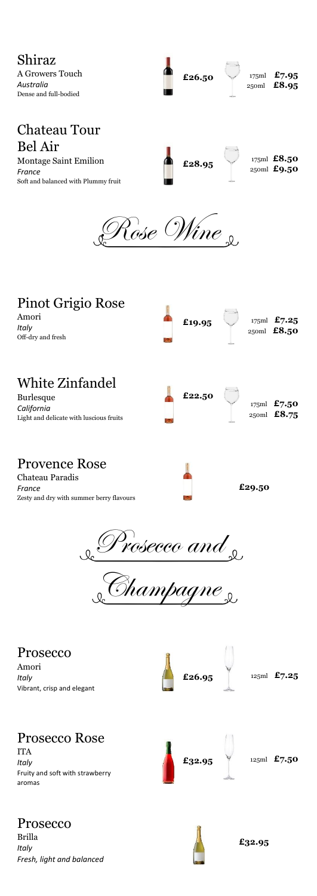## Shiraz

A Growers Touch
*Australia*
Dense and full-bodied

**£26.50**

175ml **£7.95**
250ml **£8.95**

## Chateau Tour Bel Air

Montage Saint Emilion
*France*
Soft and balanced with Plummy fruit

**£28.95**

175ml **£8.50**
250ml **£9.50**

# *Rose Wine*

## Pinot Grigio Rose

Amori
*Italy*
Off-dry and fresh

**£19.95**

175ml **£7.25**
250ml **£8.50**

## White Zinfandel

Burlesque
*California*
Light and delicate with luscious fruits

**£22.50**

175ml **£7.50**
250ml **£8.75**

## Provence Rose

Chateau Paradis
*France*
Zesty and dry with summer berry flavours

**£29.50**

# *Prosecco and Champagne*

## Prosecco

Amori
*Italy*
Vibrant, crisp and elegant

**£26.95**

125ml **£7.25**

## Prosecco Rose

ITA
*Italy*
Fruity and soft with strawberry aromas

**£32.95**

125ml **£7.50**

## Prosecco

Brilla
*Italy*
*Fresh, light and balanced*

**£32.95**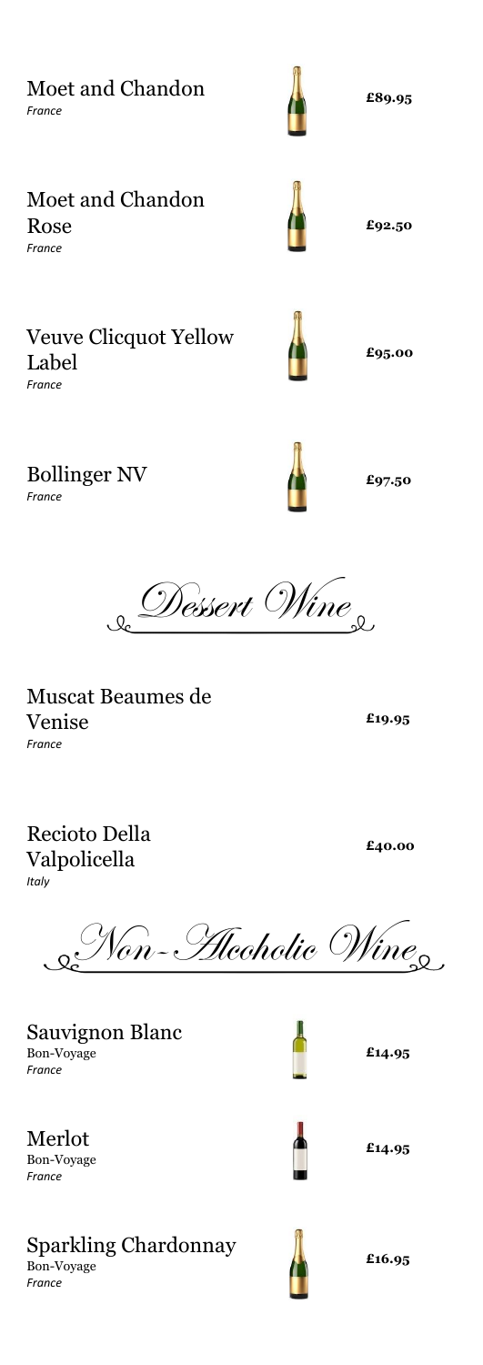Moet and Chandon
*France*
**£89.95**

Moet and Chandon Rose
*France*
**£92.50**

Veuve Clicquot Yellow Label
*France*
**£95.00**

Bollinger NV
*France*
**£97.50**

## Dessert Wine

Muscat Beaumes de Venise
*France*
**£19.95**

Recioto Della Valpolicella
*Italy*
**£40.00**

## Non-Alcoholic Wine

Sauvignon Blanc
Bon-Voyage
*France*
**£14.95**

Merlot
Bon-Voyage
*France*
**£14.95**

Sparkling Chardonnay
Bon-Voyage
*France*
**£16.95**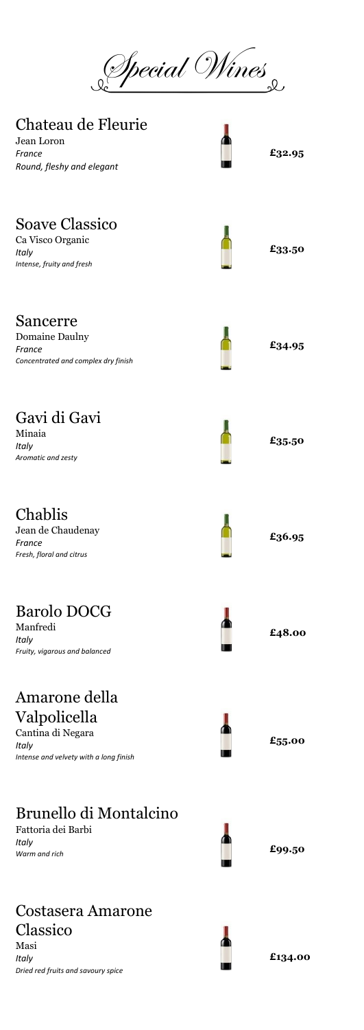# Special Wines

## Chateau de Fleurie
Jean Loron
*France*
*Round, fleshy and elegant*

**£32.95**

## Soave Classico
Ca Visco Organic
*Italy*
*Intense, fruity and fresh*

**£33.50**

## Sancerre
Domaine Daulny
*France*
*Concentrated and complex dry finish*

**£34.95**

## Gavi di Gavi
Minaia
*Italy*
*Aromatic and zesty*

**£35.50**

## Chablis
Jean de Chaudenay
*France*
*Fresh, floral and citrus*

**£36.95**

## Barolo DOCG
Manfredi
*Italy*
*Fruity, vigarous and balanced*

**£48.00**

## Amarone della Valpolicella
Cantina di Negara
*Italy*
*Intense and velvety with a long finish*

**£55.00**

## Brunello di Montalcino
Fattoria dei Barbi
*Italy*
*Warm and rich*

**£99.50**

## Costasera Amarone Classico
Masi
*Italy*
*Dried red fruits and savoury spice*

**£134.00**